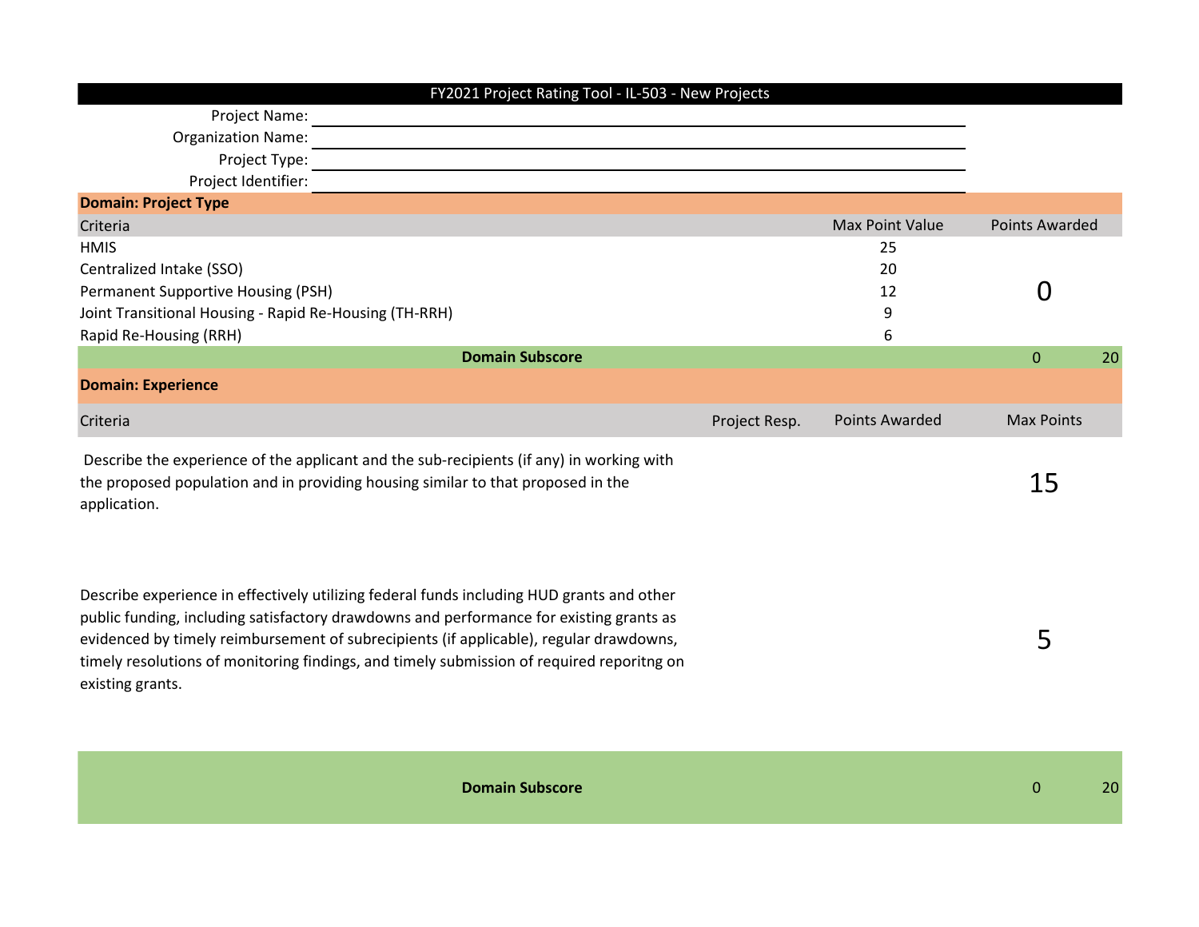# FY2021 Project Rating Tool - IL-503 - New Projects

Project Name: ______________________________

Organization Name: ______________________________

Project Type: ______________________________

Project Identifier: ______________________________

## Domain: Project Type

| Criteria | Max Point Value | Points Awarded |
|---|---|---|
| HMIS | 25 | 0 |
| Centralized Intake (SSO) | 20 | |
| Permanent Supportive Housing (PSH) | 12 | |
| Joint Transitional Housing - Rapid Re-Housing (TH-RRH) | 9 | |
| Rapid Re-Housing (RRH) | 6 | |
| **Domain Subscore** | | 0 / 20 |

## Domain: Experience

| Criteria | Project Resp. | Points Awarded | Max Points |
|---|---|---|---|
| Describe the experience of the applicant and the sub-recipients (if any) in working with the proposed population and in providing housing similar to that proposed in the application. | | | 15 |
| Describe experience in effectively utilizing federal funds including HUD grants and other public funding, including satisfactory drawdowns and performance for existing grants as evidenced by timely reimbursement of subrecipients (if applicable), regular drawdowns, timely resolutions of monitoring findings, and timely submission of required reporitng on existing grants. | | | 5 |
| **Domain Subscore** | | | 0 / 20 |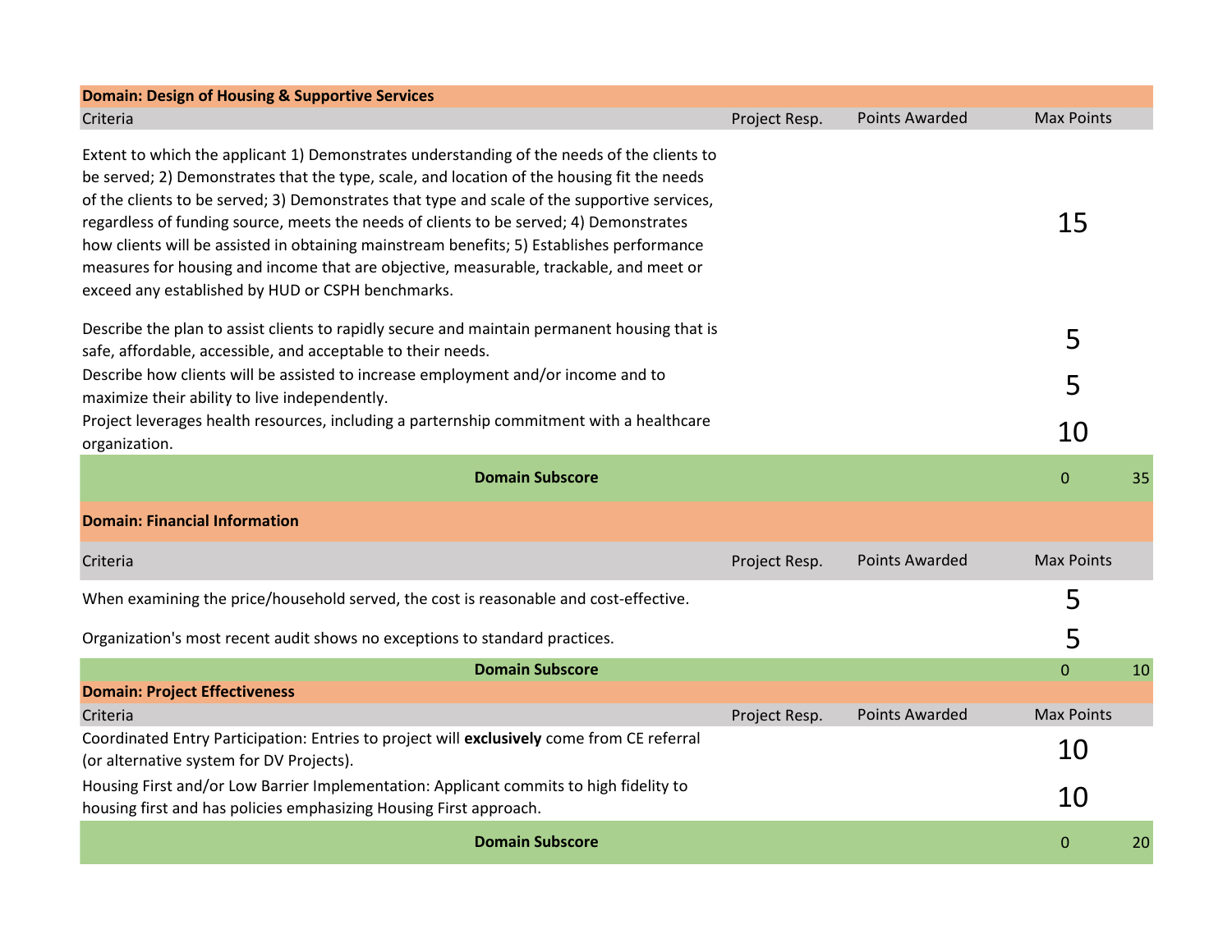| Domain: Design of Housing & Supportive Services | | | | |
|---|---|---|---|---|
| Criteria | Project Resp. | Points Awarded | Max Points | |
| Extent to which the applicant 1) Demonstrates understanding of the needs of the clients to be served; 2) Demonstrates that the type, scale, and location of the housing fit the needs of the clients to be served; 3) Demonstrates that type and scale of the supportive services, regardless of funding source, meets the needs of clients to be served; 4) Demonstrates how clients will be assisted in obtaining mainstream benefits; 5) Establishes performance measures for housing and income that are objective, measurable, trackable, and meet or exceed any established by HUD or CSPH benchmarks. | | | 15 | |
| Describe the plan to assist clients to rapidly secure and maintain permanent housing that is safe, affordable, accessible, and acceptable to their needs. | | | 5 | |
| Describe how clients will be assisted to increase employment and/or income and to maximize their ability to live independently. | | | 5 | |
| Project leverages health resources, including a parternship commitment with a healthcare organization. | | | 10 | |
| **Domain Subscore** | | | 0 | 35 |

| Domain: Financial Information | | | | |
|---|---|---|---|---|
| Criteria | Project Resp. | Points Awarded | Max Points | |
| When examining the price/household served, the cost is reasonable and cost-effective. | | | 5 | |
| Organization's most recent audit shows no exceptions to standard practices. | | | 5 | |
| **Domain Subscore** | | | 0 | 10 |

| Domain: Project Effectiveness | | | | |
|---|---|---|---|---|
| Criteria | Project Resp. | Points Awarded | Max Points | |
| Coordinated Entry Participation: Entries to project will **exclusively** come from CE referral (or alternative system for DV Projects). | | | 10 | |
| Housing First and/or Low Barrier Implementation: Applicant commits to high fidelity to housing first and has policies emphasizing Housing First approach. | | | 10 | |
| **Domain Subscore** | | | 0 | 20 |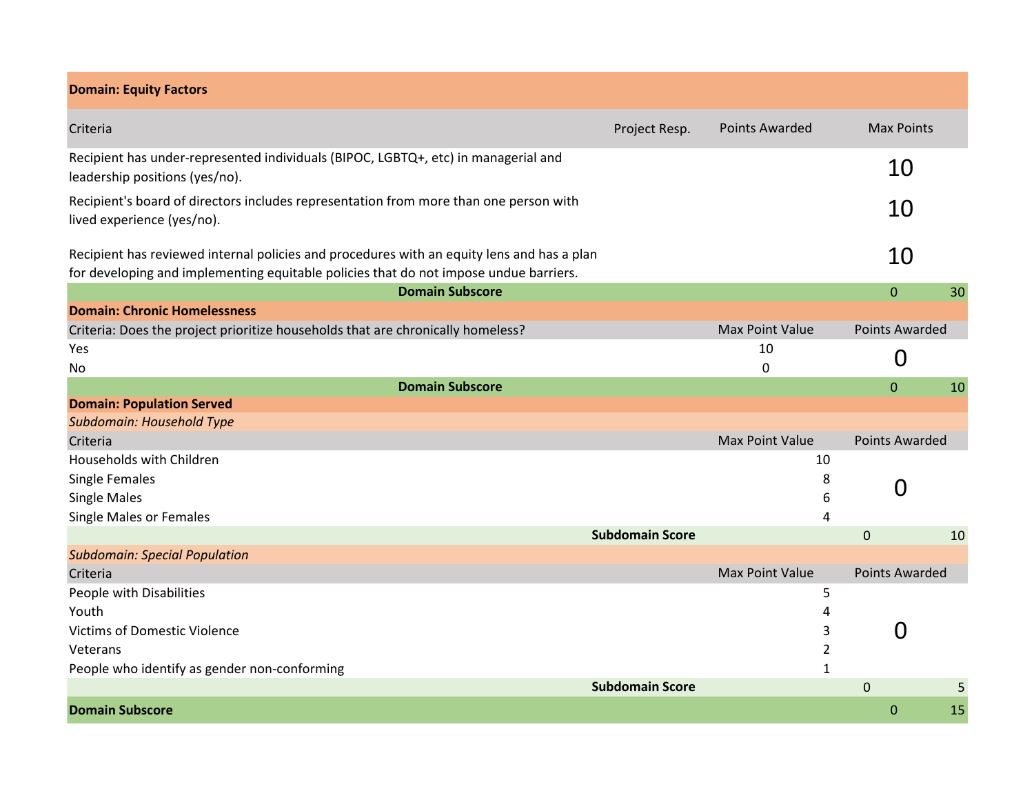| **Domain: Equity Factors** | | | |
|---|---|---|---|
| Criteria | Project Resp. | Points Awarded | Max Points |
| Recipient has under-represented individuals (BIPOC, LGBTQ+, etc) in managerial and leadership positions (yes/no). | | | 10 |
| Recipient's board of directors includes representation from more than one person with lived experience (yes/no). | | | 10 |
| Recipient has reviewed internal policies and procedures with an equity lens and has a plan for developing and implementing equitable policies that do not impose undue barriers. | | | 10 |
| **Domain Subscore** | | 0 | 30 |

| **Domain: Chronic Homelessness** | | |
|---|---|---|
| Criteria: Does the project prioritize households that are chronically homeless? | Max Point Value | Points Awarded |
| Yes | 10 | 0 |
| No | 0 | |
| **Domain Subscore** | 0 | 10 |

**Domain: Population Served**

*Subdomain: Household Type*

| Criteria | Max Point Value | Points Awarded |
|---|---|---|
| Households with Children | 10 | 0 |
| Single Females | 8 | |
| Single Males | 6 | |
| Single Males or Females | 4 | |
| **Subdomain Score** | 0 | 10 |

*Subdomain: Special Population*

| Criteria | Max Point Value | Points Awarded |
|---|---|---|
| People with Disabilities | 5 | 0 |
| Youth | 4 | |
| Victims of Domestic Violence | 3 | |
| Veterans | 2 | |
| People who identify as gender non-conforming | 1 | |
| **Subdomain Score** | 0 | 5 |

| **Domain Subscore** | 0 | 15 |
|---|---|---|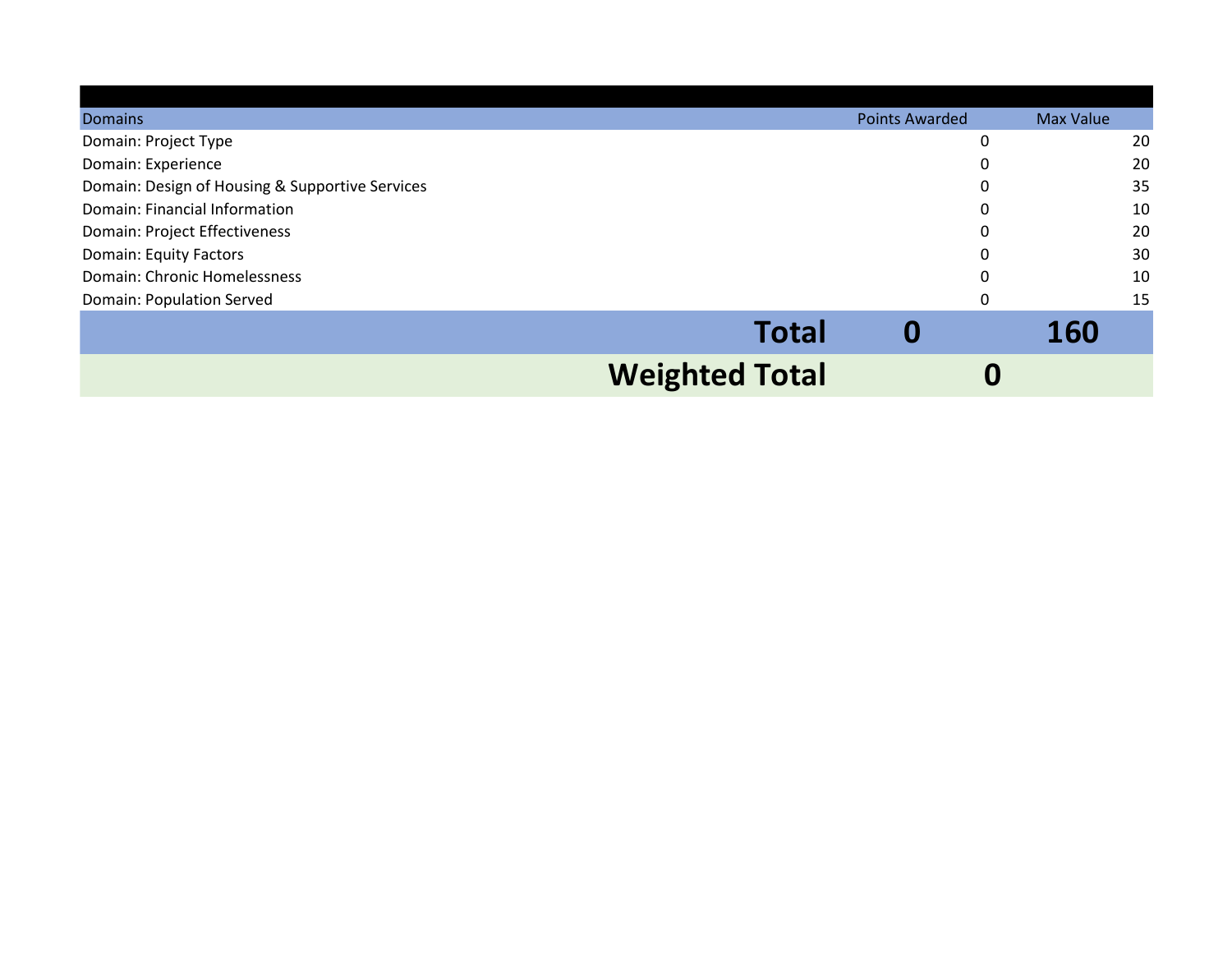| Domains | Points Awarded | Max Value |
|---|---|---|
| Domain: Project Type | 0 | 20 |
| Domain: Experience | 0 | 20 |
| Domain: Design of Housing & Supportive Services | 0 | 35 |
| Domain: Financial Information | 0 | 10 |
| Domain: Project Effectiveness | 0 | 20 |
| Domain: Equity Factors | 0 | 30 |
| Domain: Chronic Homelessness | 0 | 10 |
| Domain: Population Served | 0 | 15 |
| **Total** | **0** | **160** |
| **Weighted Total** | **0** | |